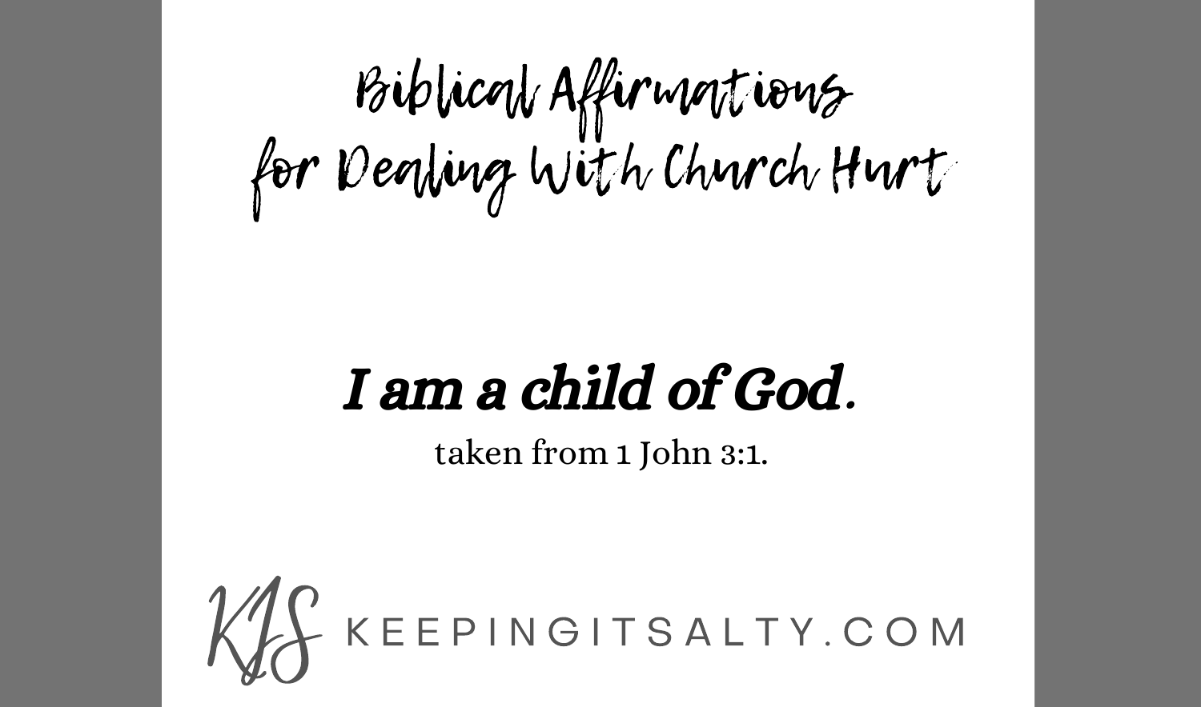# Biblical Affirmations for Dealing With Church Hurt

***I am a child of God.***

taken from 1 John 3:1.

KIS KEEPINGITSALTY.COM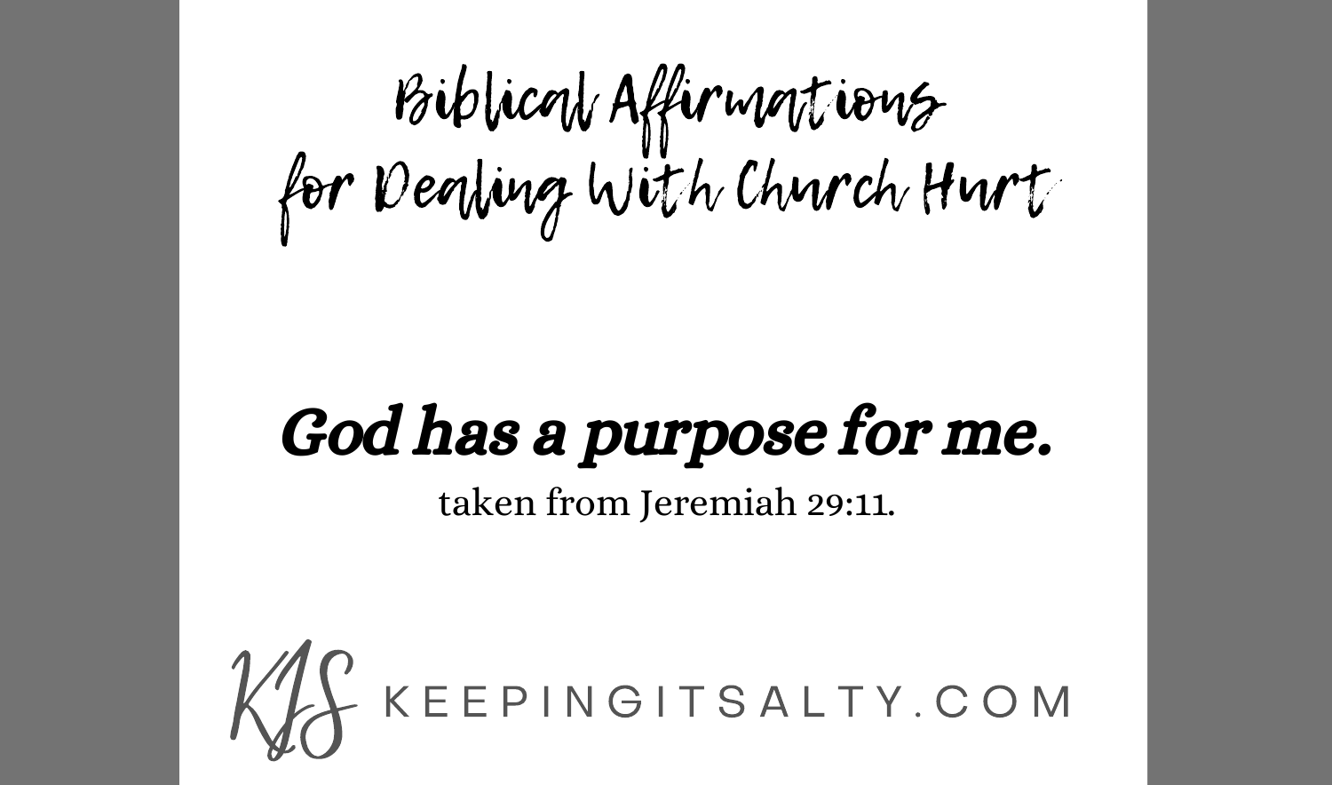# Biblical Affirmations for Dealing With Church Hurt

***God has a purpose for me.***

taken from Jeremiah 29:11.

KIS KEEPINGITSALTY.COM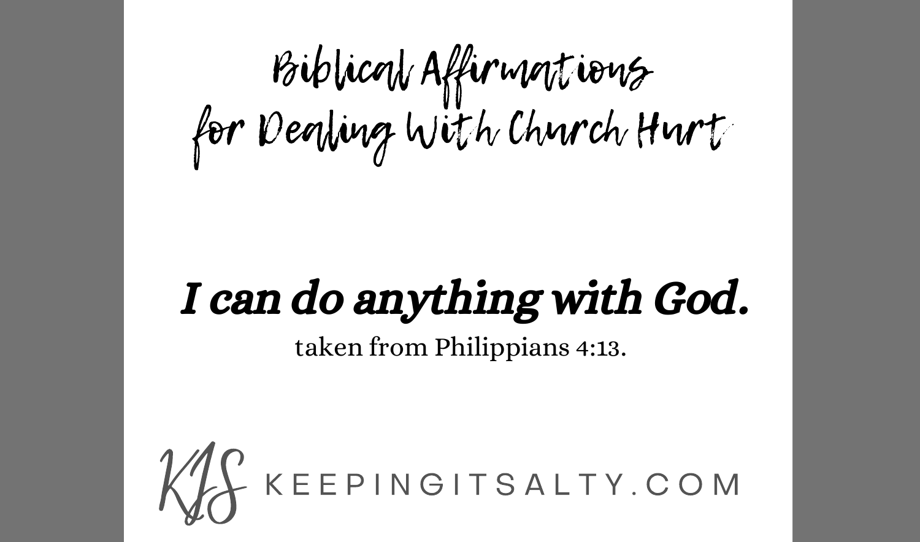# Biblical Affirmations for Dealing With Church Hurt

***I can do anything with God.***

taken from Philippians 4:13.

KIS KEEPINGITSALTY.COM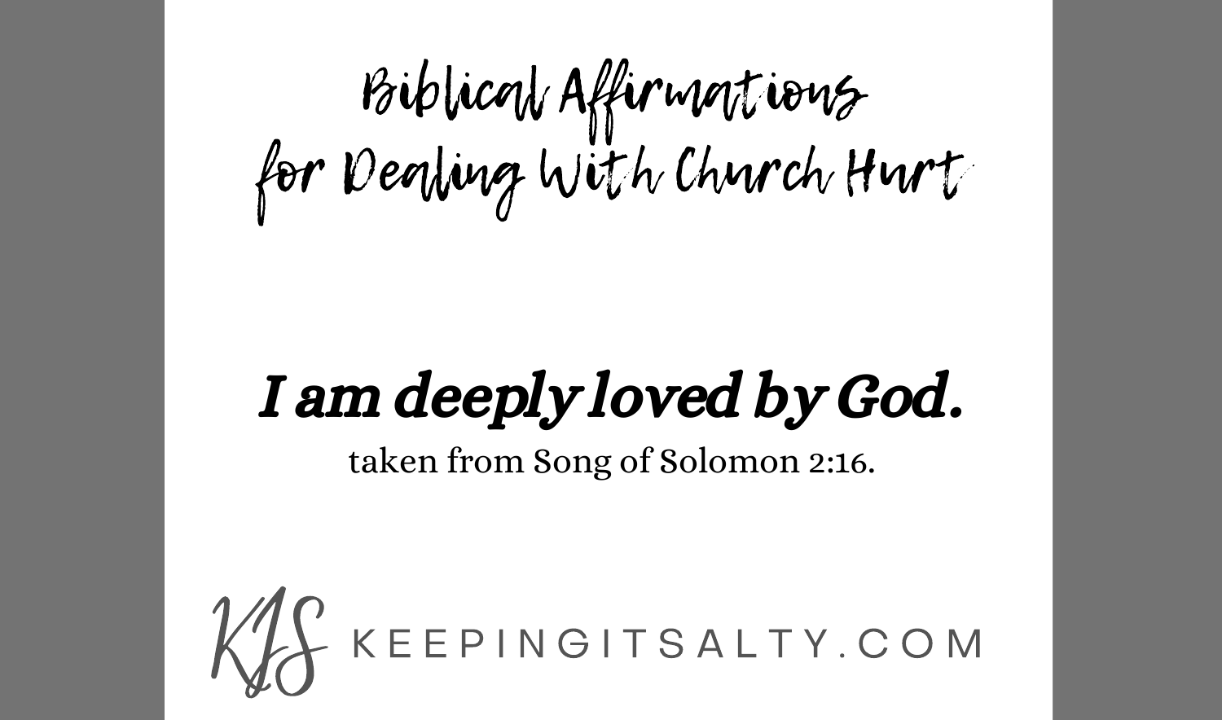# Biblical Affirmations for Dealing With Church Hurt

## *I am deeply loved by God.*

taken from Song of Solomon 2:16.

KIS KEEPINGITSALTY.COM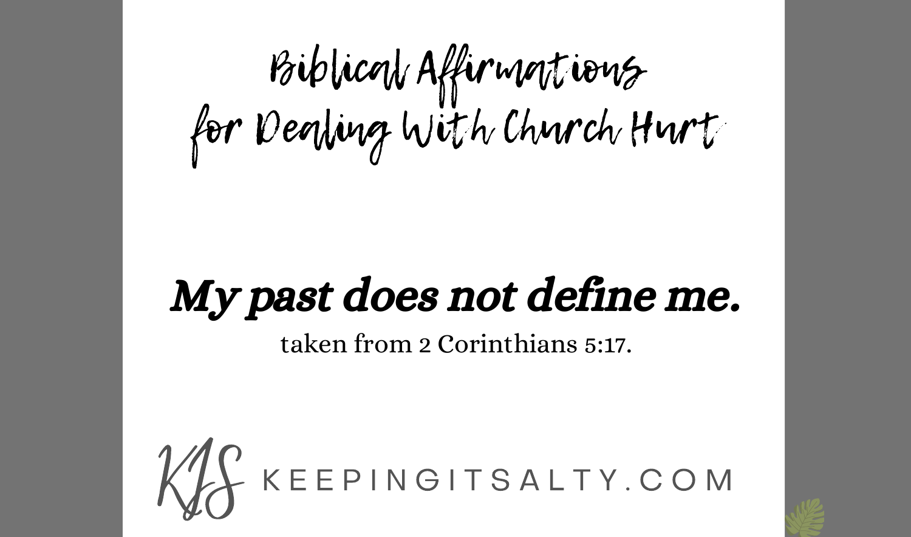# Biblical Affirmations for Dealing With Church Hurt

***My past does not define me.***

taken from 2 Corinthians 5:17.

KIS KEEPINGITSALTY.COM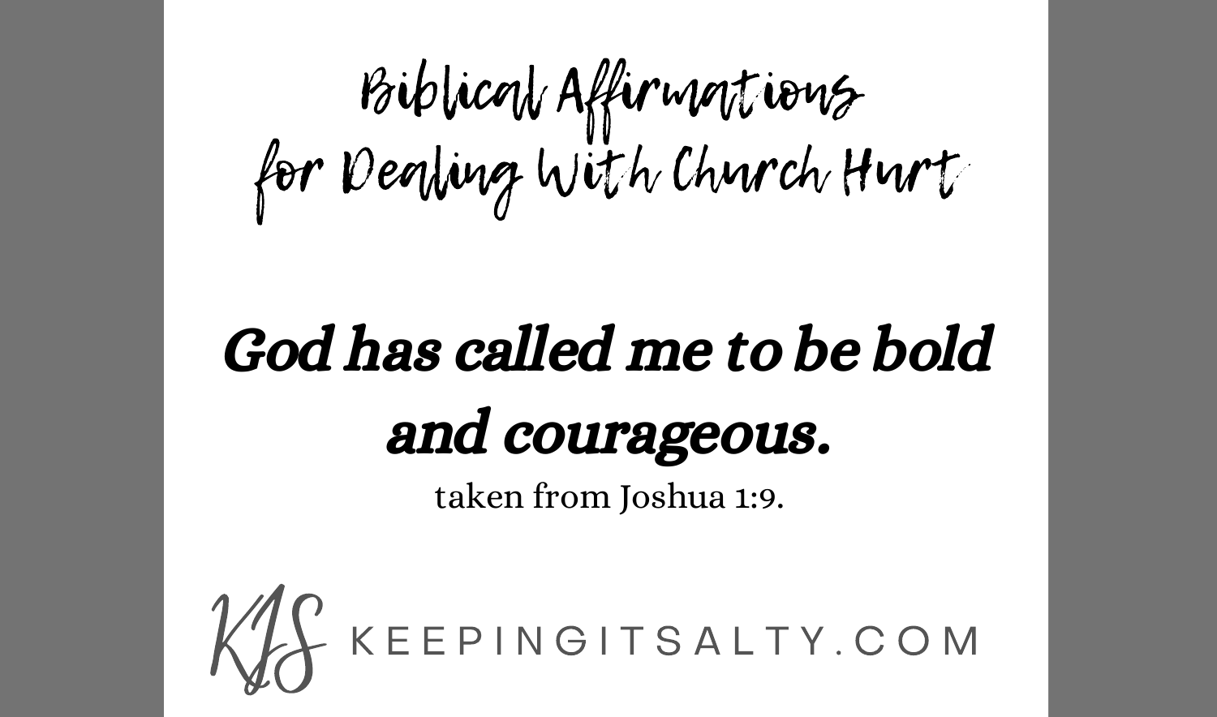# Biblical Affirmations for Dealing With Church Hurt

## *God has called me to be bold and courageous.*

taken from Joshua 1:9.

KIS KEEPINGITSALTY.COM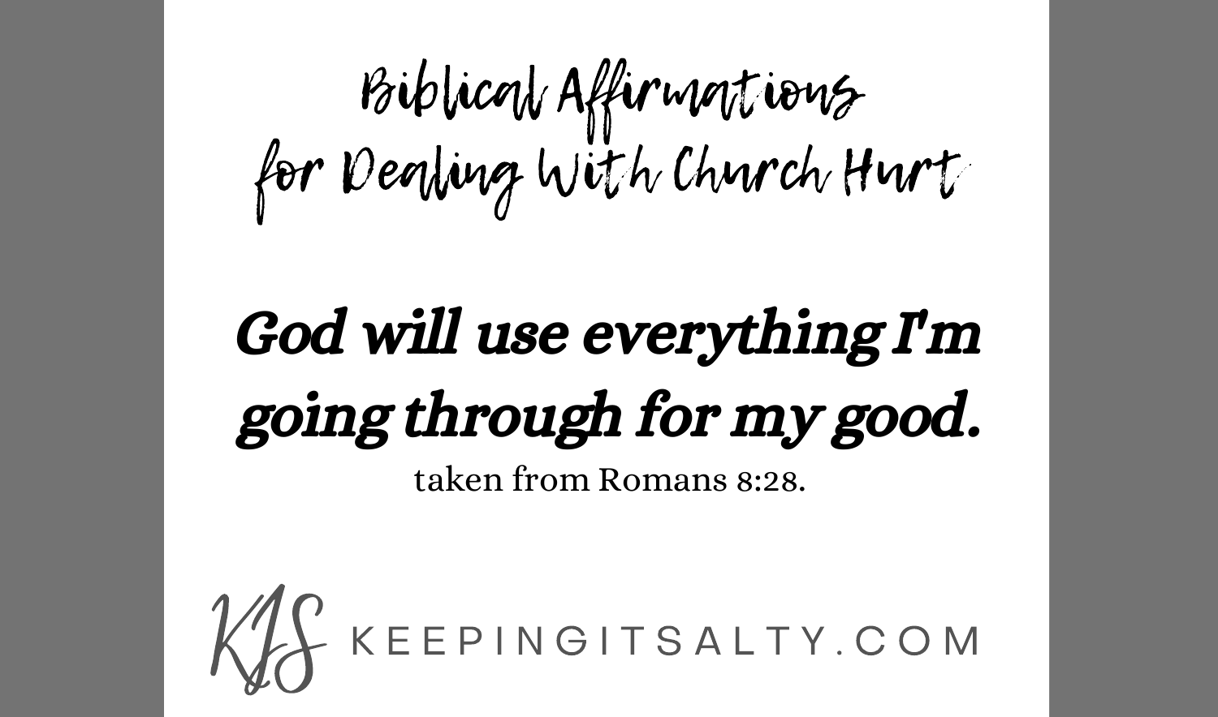# Biblical Affirmations for Dealing With Church Hurt

***God will use everything I'm going through for my good.***

taken from Romans 8:28.

KIS KEEPINGITSALTY.COM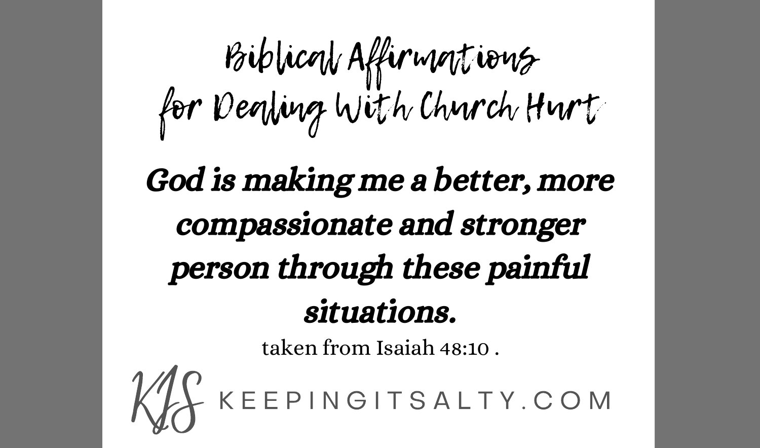# Biblical Affirmations for Dealing With Church Hurt

***God is making me a better, more compassionate and stronger person through these painful situations.***

taken from Isaiah 48:10 .

KIS KEEPINGITSALTY.COM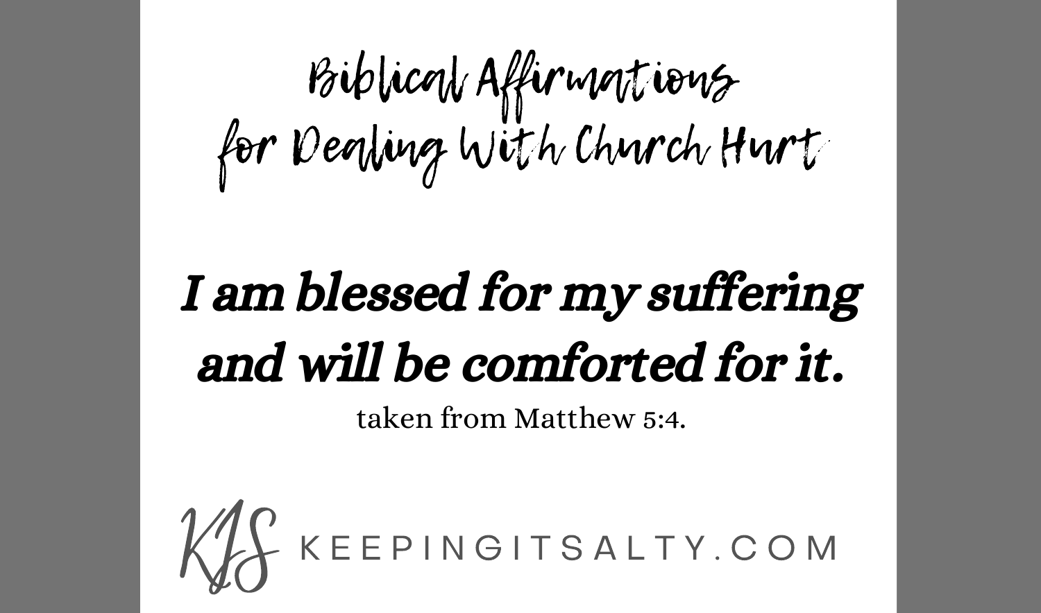# Biblical Affirmations for Dealing With Church Hurt

***I am blessed for my suffering and will be comforted for it.***

taken from Matthew 5:4.

KIS KEEPINGITSALTY.COM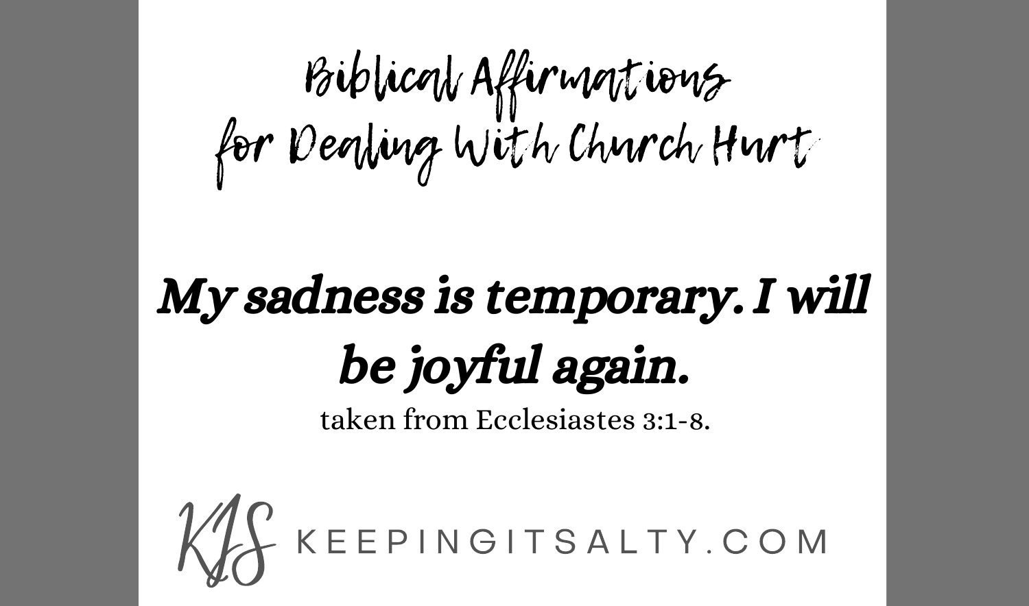# Biblical Affirmations for Dealing With Church Hurt

***My sadness is temporary. I will be joyful again.***

taken from Ecclesiastes 3:1-8.

KIS KEEPINGITSALTY.COM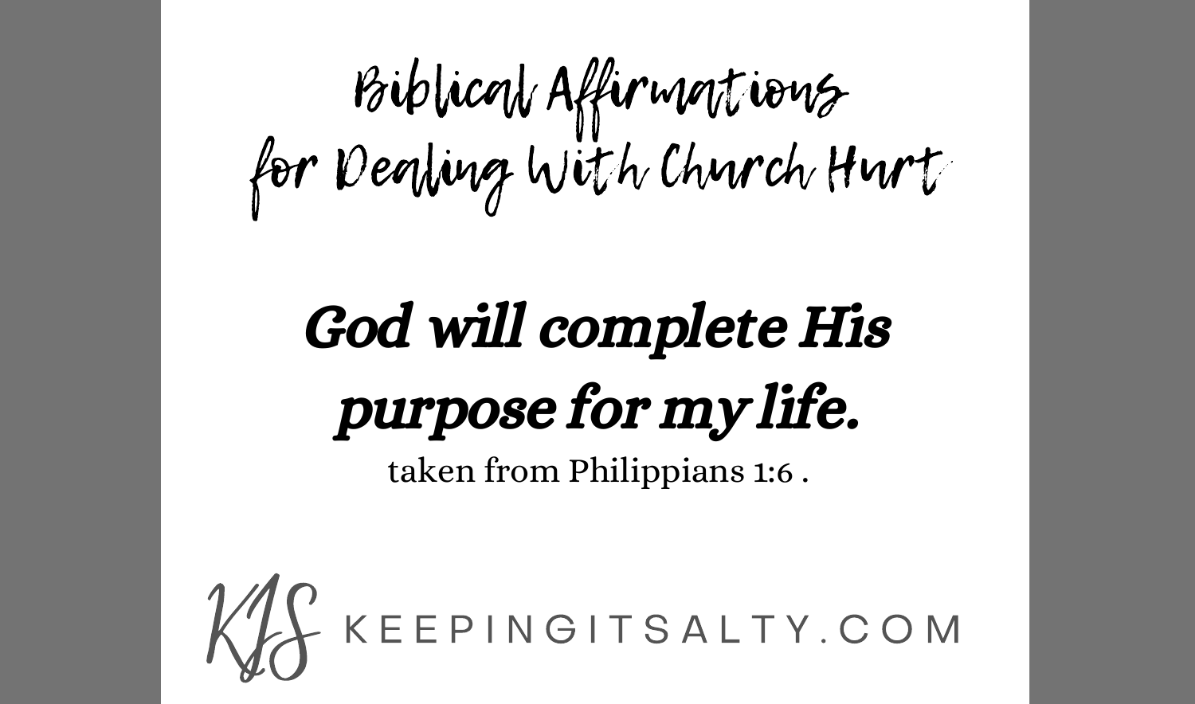# Biblical Affirmations for Dealing With Church Hurt

## *God will complete His purpose for my life.*

taken from Philippians 1:6 .

KIS KEEPINGITSALTY.COM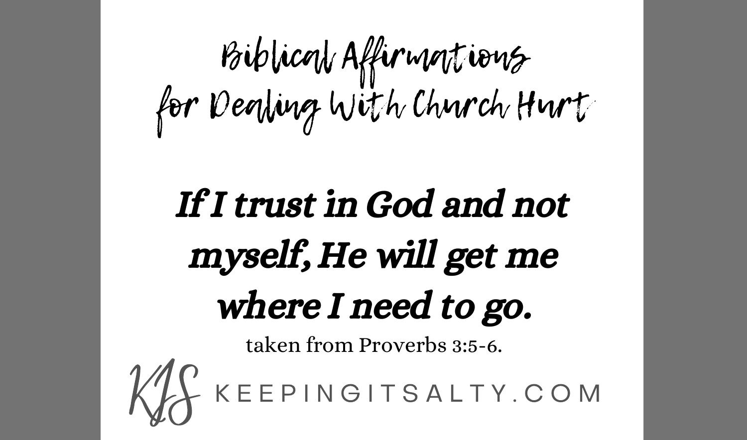# Biblical Affirmations for Dealing With Church Hurt

***If I trust in God and not myself, He will get me where I need to go.***

taken from Proverbs 3:5-6.

KIS KEEPINGITSALTY.COM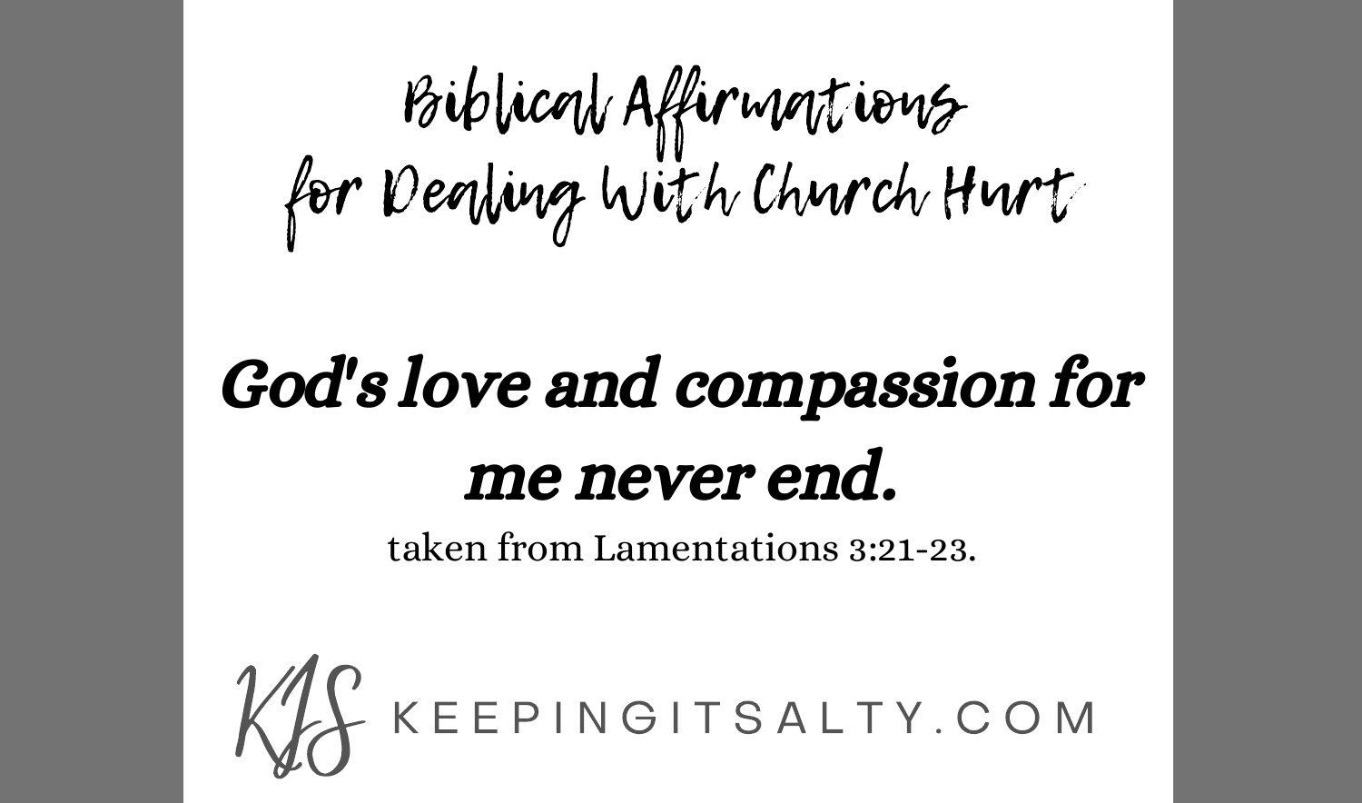# Biblical Affirmations for Dealing With Church Hurt

## *God's love and compassion for me never end.*

taken from Lamentations 3:21-23.

KIS KEEPINGITSALTY.COM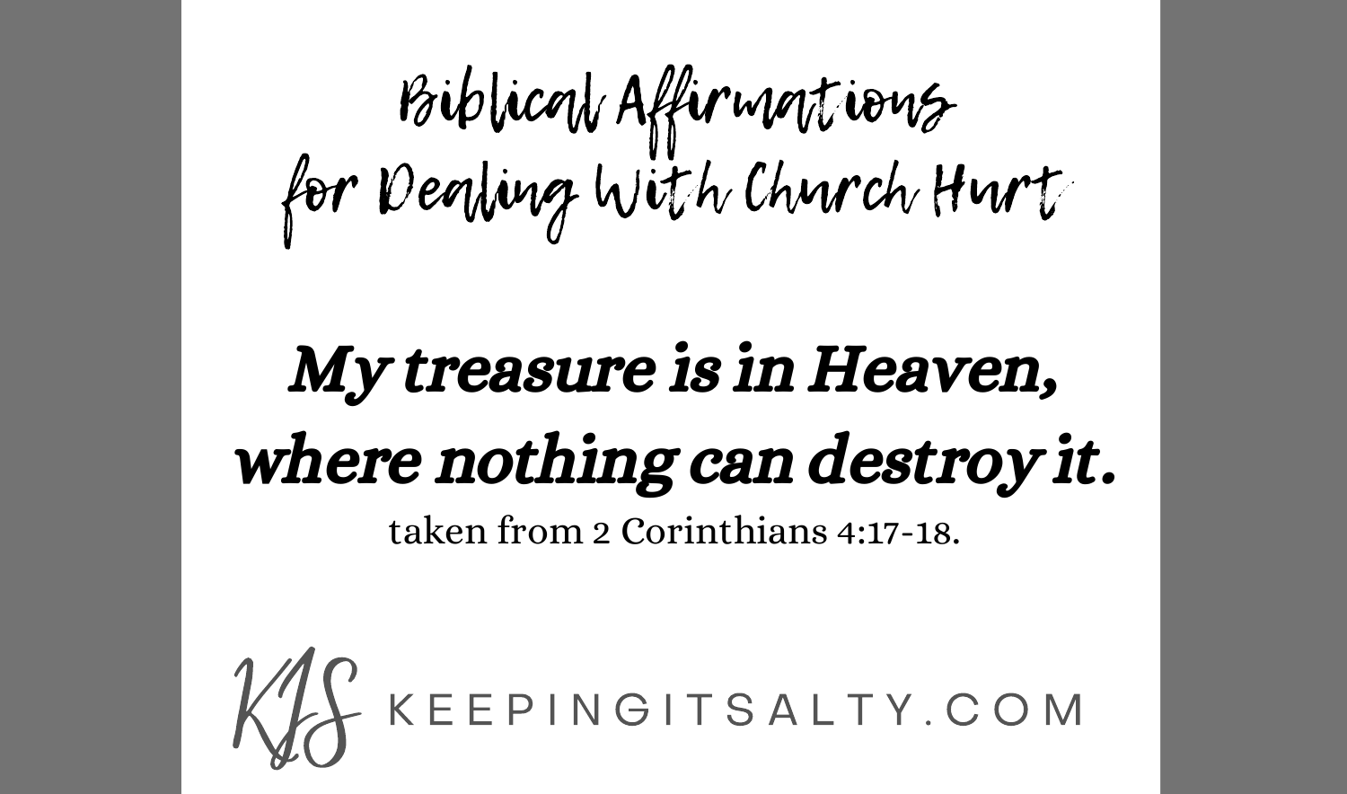# Biblical Affirmations for Dealing With Church Hurt

***My treasure is in Heaven, where nothing can destroy it.***

taken from 2 Corinthians 4:17-18.

KIS KEEPINGITSALTY.COM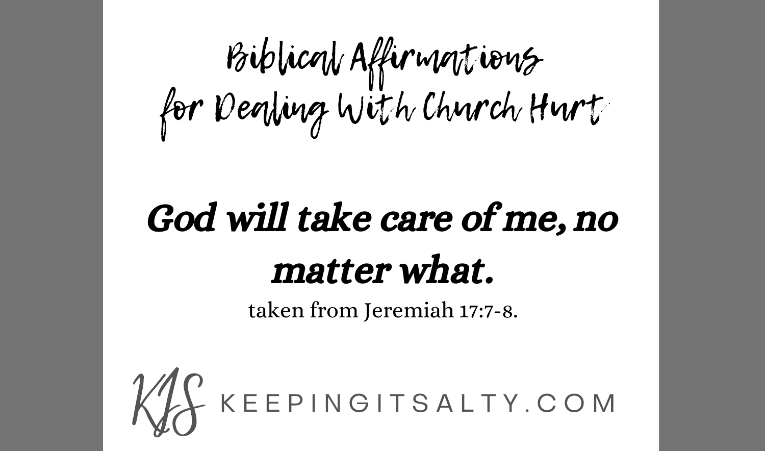# Biblical Affirmations for Dealing With Church Hurt

## ***God will take care of me, no matter what.***

taken from Jeremiah 17:7-8.

KIS KEEPINGITSALTY.COM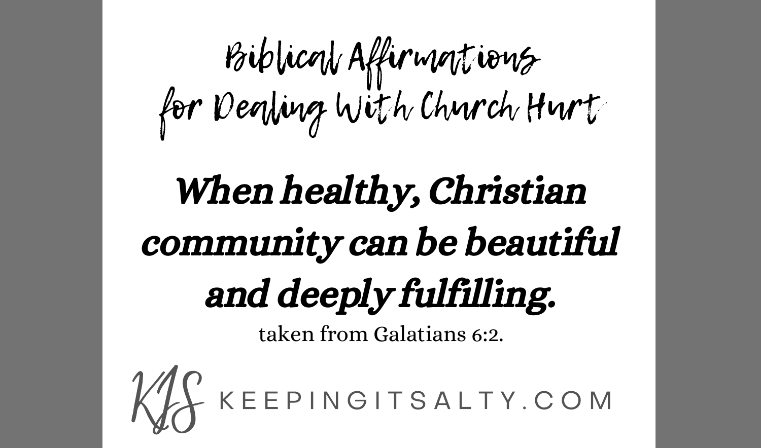# Biblical Affirmations for Dealing With Church Hurt

***When healthy, Christian community can be beautiful and deeply fulfilling.***

taken from Galatians 6:2.

KIS KEEPINGITSALTY.COM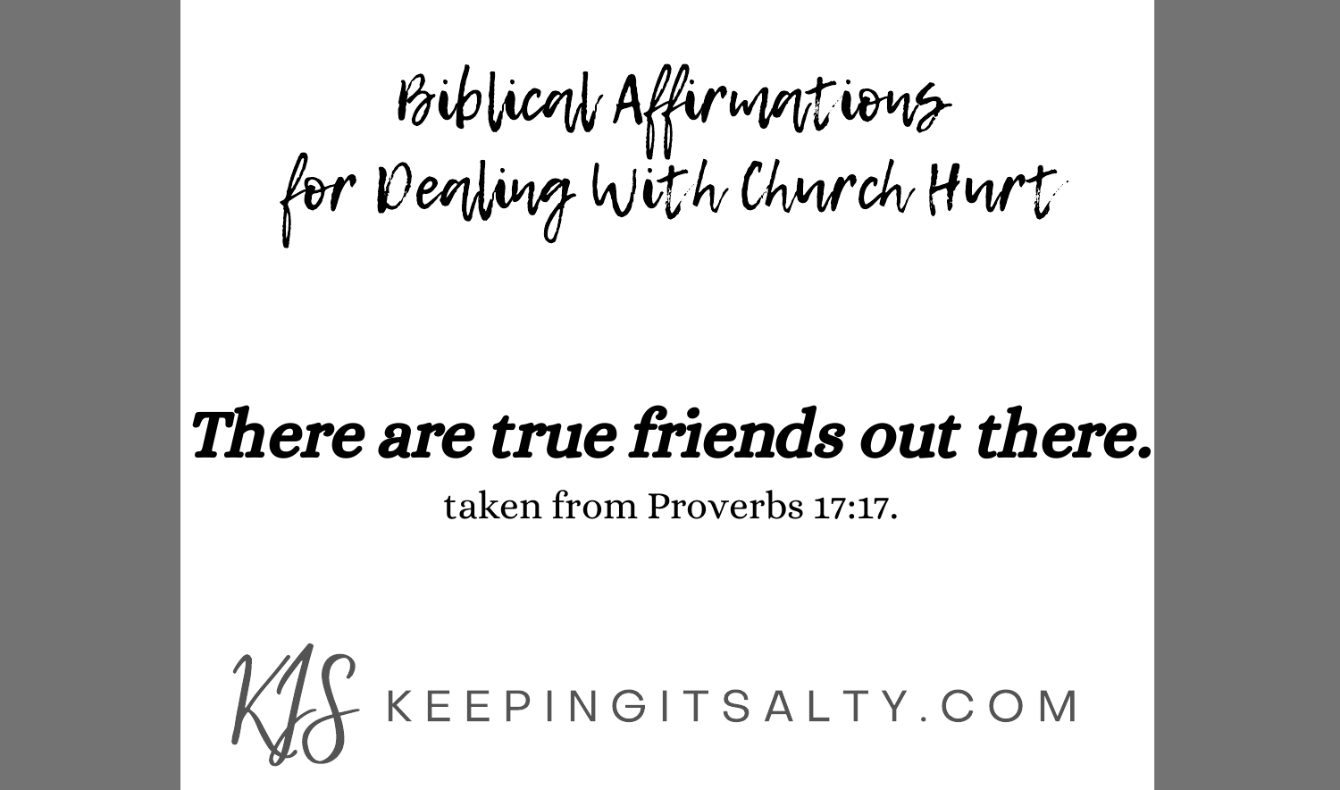# Biblical Affirmations for Dealing With Church Hurt

***There are true friends out there.***

taken from Proverbs 17:17.

KIS KEEPINGITSALTY.COM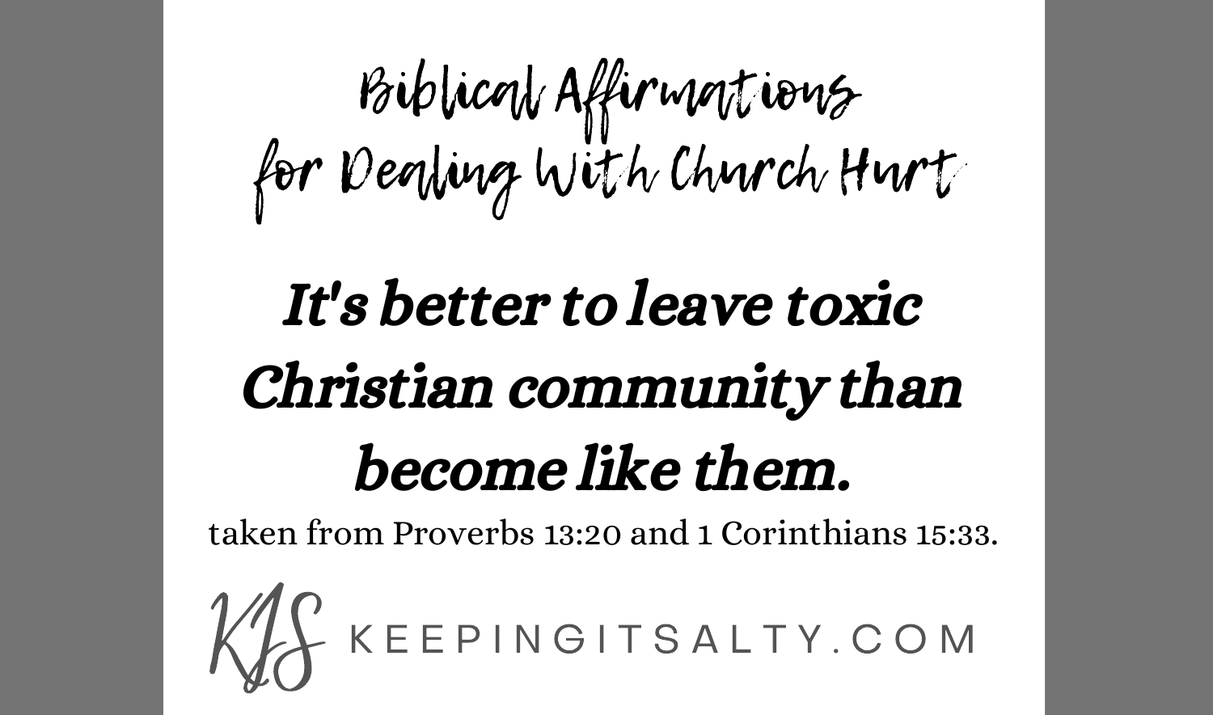# Biblical Affirmations for Dealing With Church Hurt

***It's better to leave toxic Christian community than become like them.***

taken from Proverbs 13:20 and 1 Corinthians 15:33.

KIS KEEPINGITSALTY.COM